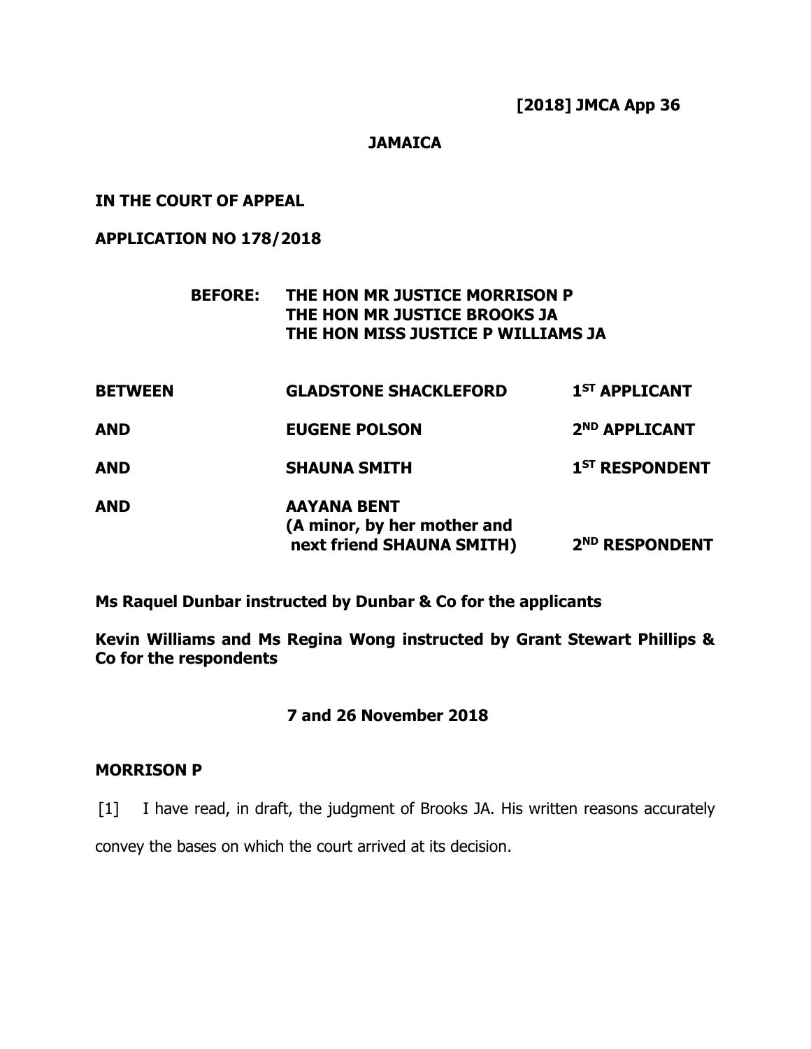**[2018] JMCA App 36**

**JAMAICA**

**IN THE COURT OF APPEAL**

**APPLICATION NO 178/2018**

**BEFORE: THE HON MR JUSTICE MORRISON P**
**THE HON MR JUSTICE BROOKS JA**
**THE HON MISS JUSTICE P WILLIAMS JA**

| | | |
|---|---|---|
| **BETWEEN** | **GLADSTONE SHACKLEFORD** | **1ST APPLICANT** |
| **AND** | **EUGENE POLSON** | **2ND APPLICANT** |
| **AND** | **SHAUNA SMITH** | **1ST RESPONDENT** |
| **AND** | **AAYANA BENT (A minor, by her mother and next friend SHAUNA SMITH)** | **2ND RESPONDENT** |

**Ms Raquel Dunbar instructed by Dunbar & Co for the applicants**

**Kevin Williams and Ms Regina Wong instructed by Grant Stewart Phillips & Co for the respondents**

**7 and 26 November 2018**

**MORRISON P**

[1] I have read, in draft, the judgment of Brooks JA. His written reasons accurately convey the bases on which the court arrived at its decision.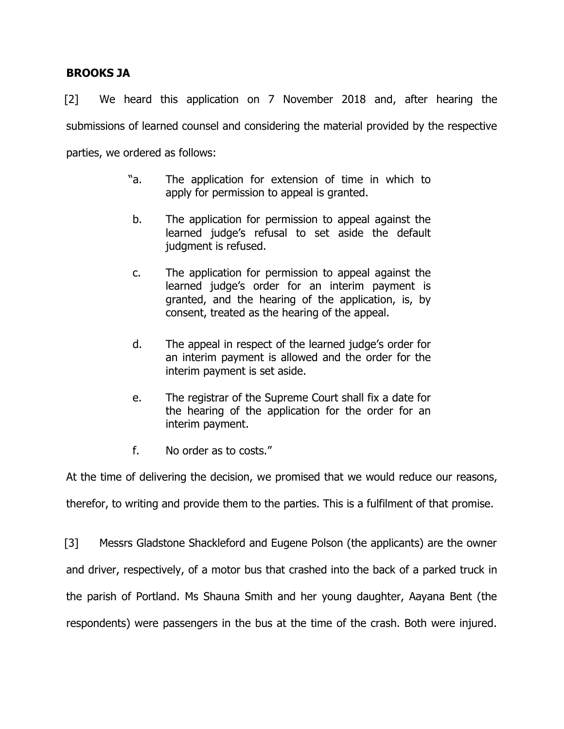**BROOKS JA**

[2] We heard this application on 7 November 2018 and, after hearing the submissions of learned counsel and considering the material provided by the respective parties, we ordered as follows:

> "a. The application for extension of time in which to apply for permission to appeal is granted.
>
> b. The application for permission to appeal against the learned judge's refusal to set aside the default judgment is refused.
>
> c. The application for permission to appeal against the learned judge's order for an interim payment is granted, and the hearing of the application, is, by consent, treated as the hearing of the appeal.
>
> d. The appeal in respect of the learned judge's order for an interim payment is allowed and the order for the interim payment is set aside.
>
> e. The registrar of the Supreme Court shall fix a date for the hearing of the application for the order for an interim payment.
>
> f. No order as to costs."

At the time of delivering the decision, we promised that we would reduce our reasons, therefor, to writing and provide them to the parties. This is a fulfilment of that promise.

[3] Messrs Gladstone Shackleford and Eugene Polson (the applicants) are the owner and driver, respectively, of a motor bus that crashed into the back of a parked truck in the parish of Portland. Ms Shauna Smith and her young daughter, Aayana Bent (the respondents) were passengers in the bus at the time of the crash. Both were injured.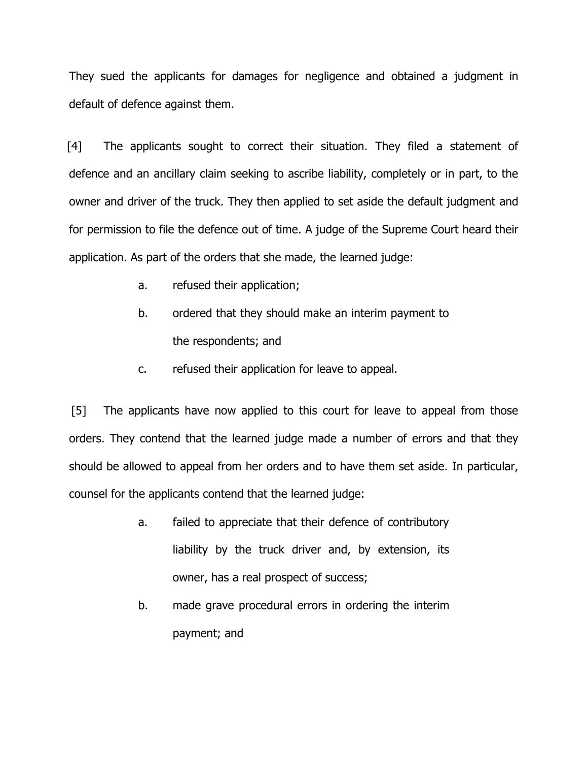They sued the applicants for damages for negligence and obtained a judgment in default of defence against them.

[4] The applicants sought to correct their situation. They filed a statement of defence and an ancillary claim seeking to ascribe liability, completely or in part, to the owner and driver of the truck. They then applied to set aside the default judgment and for permission to file the defence out of time. A judge of the Supreme Court heard their application. As part of the orders that she made, the learned judge:

a. refused their application;

b. ordered that they should make an interim payment to the respondents; and

c. refused their application for leave to appeal.

[5] The applicants have now applied to this court for leave to appeal from those orders. They contend that the learned judge made a number of errors and that they should be allowed to appeal from her orders and to have them set aside. In particular, counsel for the applicants contend that the learned judge:

a. failed to appreciate that their defence of contributory liability by the truck driver and, by extension, its owner, has a real prospect of success;

b. made grave procedural errors in ordering the interim payment; and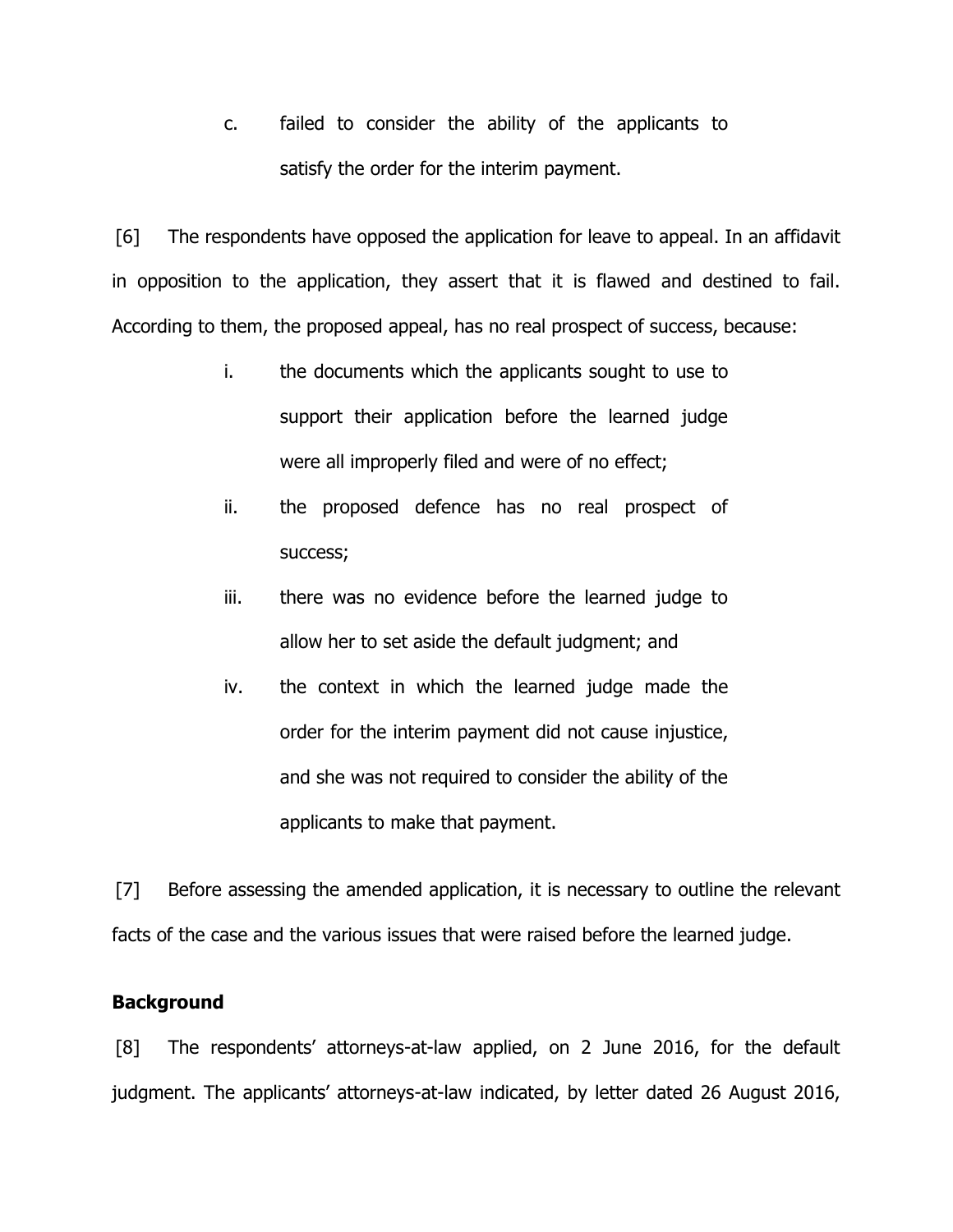c. failed to consider the ability of the applicants to satisfy the order for the interim payment.

[6] The respondents have opposed the application for leave to appeal. In an affidavit in opposition to the application, they assert that it is flawed and destined to fail. According to them, the proposed appeal, has no real prospect of success, because:

i. the documents which the applicants sought to use to support their application before the learned judge were all improperly filed and were of no effect;

ii. the proposed defence has no real prospect of success;

iii. there was no evidence before the learned judge to allow her to set aside the default judgment; and

iv. the context in which the learned judge made the order for the interim payment did not cause injustice, and she was not required to consider the ability of the applicants to make that payment.

[7] Before assessing the amended application, it is necessary to outline the relevant facts of the case and the various issues that were raised before the learned judge.

**Background**

[8] The respondents' attorneys-at-law applied, on 2 June 2016, for the default judgment. The applicants' attorneys-at-law indicated, by letter dated 26 August 2016,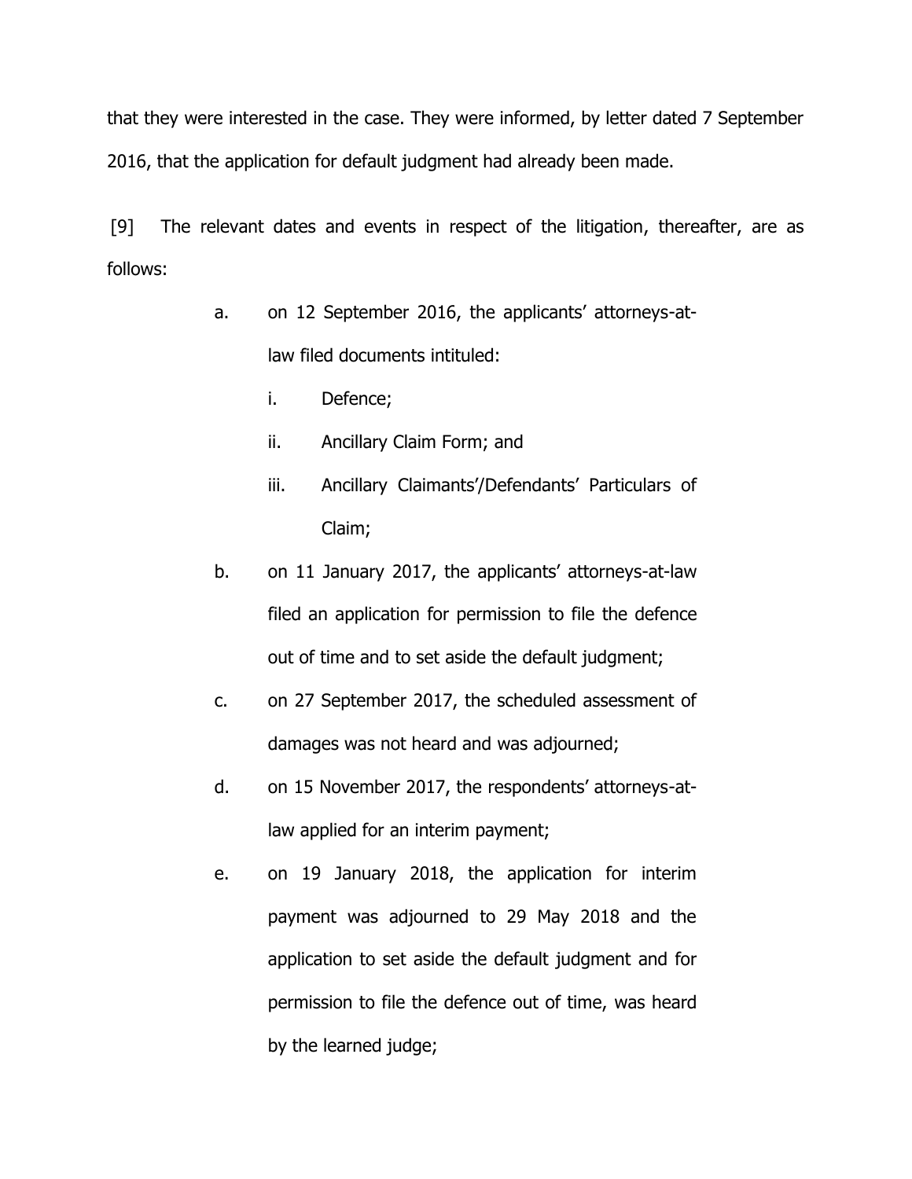that they were interested in the case. They were informed, by letter dated 7 September 2016, that the application for default judgment had already been made.

[9] The relevant dates and events in respect of the litigation, thereafter, are as follows:

a. on 12 September 2016, the applicants' attorneys-at-law filed documents intituled:

   i. Defence;

   ii. Ancillary Claim Form; and

   iii. Ancillary Claimants'/Defendants' Particulars of Claim;

b. on 11 January 2017, the applicants' attorneys-at-law filed an application for permission to file the defence out of time and to set aside the default judgment;

c. on 27 September 2017, the scheduled assessment of damages was not heard and was adjourned;

d. on 15 November 2017, the respondents' attorneys-at-law applied for an interim payment;

e. on 19 January 2018, the application for interim payment was adjourned to 29 May 2018 and the application to set aside the default judgment and for permission to file the defence out of time, was heard by the learned judge;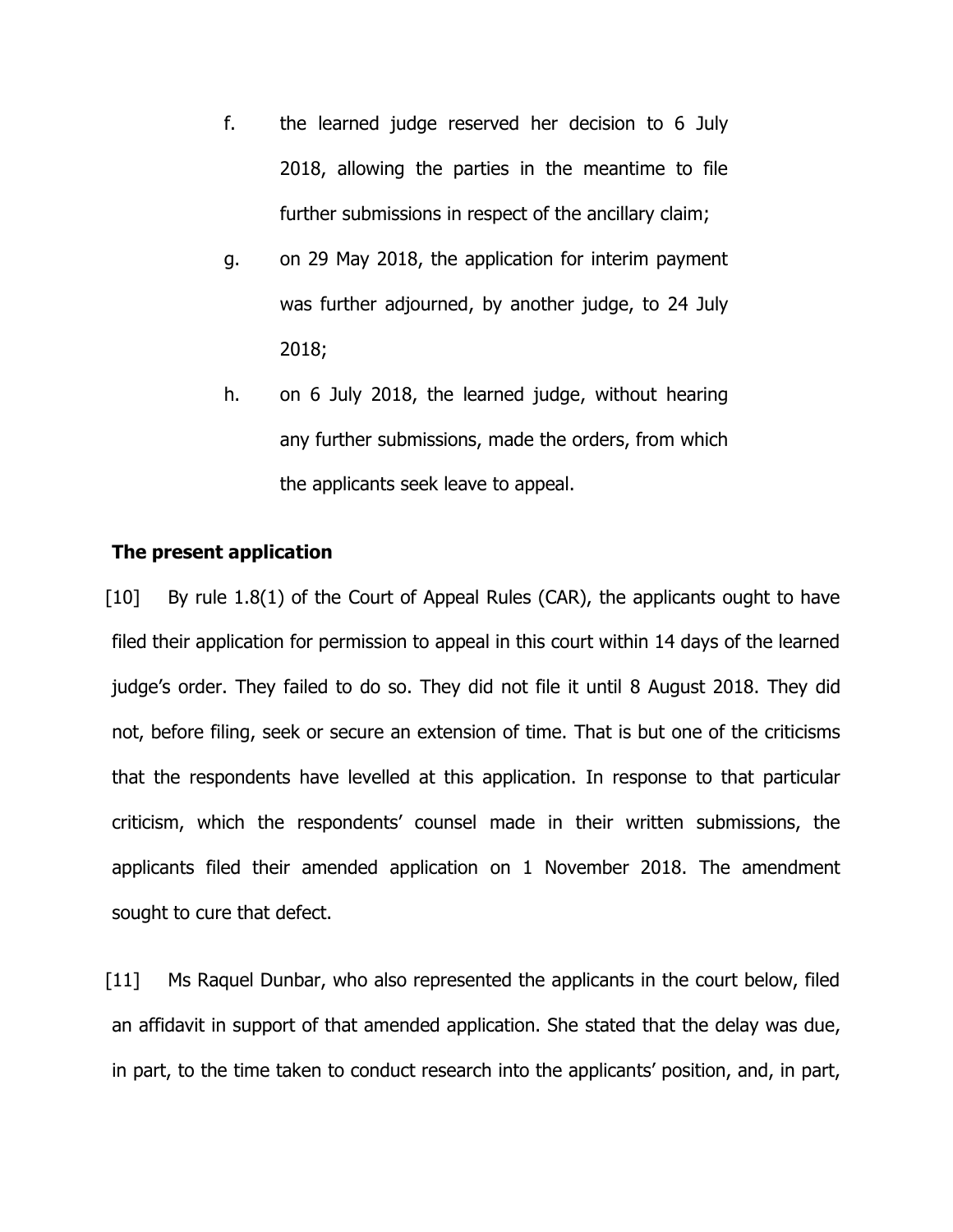f. the learned judge reserved her decision to 6 July 2018, allowing the parties in the meantime to file further submissions in respect of the ancillary claim;

g. on 29 May 2018, the application for interim payment was further adjourned, by another judge, to 24 July 2018;

h. on 6 July 2018, the learned judge, without hearing any further submissions, made the orders, from which the applicants seek leave to appeal.

**The present application**

[10] By rule 1.8(1) of the Court of Appeal Rules (CAR), the applicants ought to have filed their application for permission to appeal in this court within 14 days of the learned judge's order. They failed to do so. They did not file it until 8 August 2018. They did not, before filing, seek or secure an extension of time. That is but one of the criticisms that the respondents have levelled at this application. In response to that particular criticism, which the respondents' counsel made in their written submissions, the applicants filed their amended application on 1 November 2018. The amendment sought to cure that defect.

[11] Ms Raquel Dunbar, who also represented the applicants in the court below, filed an affidavit in support of that amended application. She stated that the delay was due, in part, to the time taken to conduct research into the applicants' position, and, in part,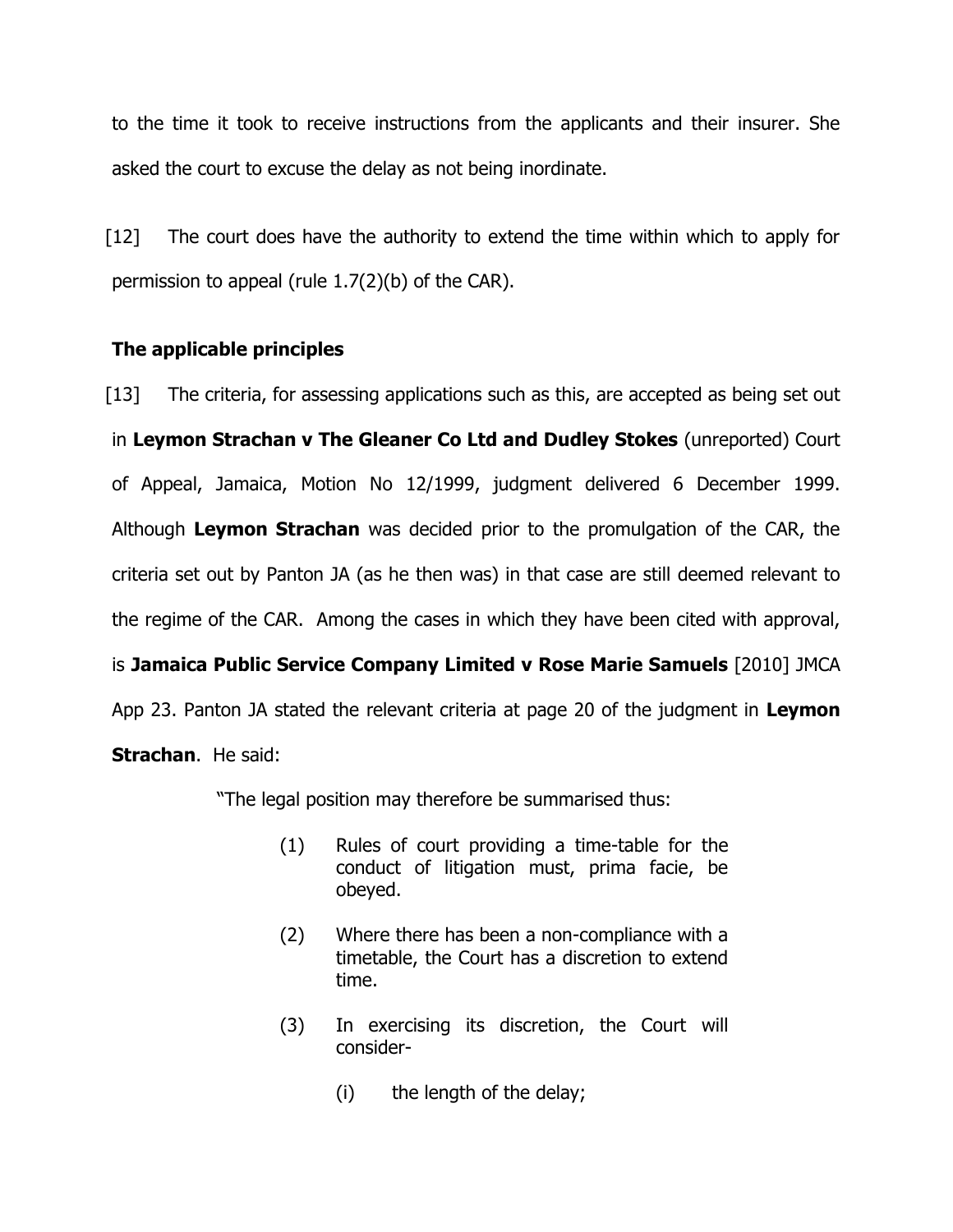to the time it took to receive instructions from the applicants and their insurer. She asked the court to excuse the delay as not being inordinate.

[12] The court does have the authority to extend the time within which to apply for permission to appeal (rule 1.7(2)(b) of the CAR).

**The applicable principles**

[13] The criteria, for assessing applications such as this, are accepted as being set out in **Leymon Strachan v The Gleaner Co Ltd and Dudley Stokes** (unreported) Court of Appeal, Jamaica, Motion No 12/1999, judgment delivered 6 December 1999. Although **Leymon Strachan** was decided prior to the promulgation of the CAR, the criteria set out by Panton JA (as he then was) in that case are still deemed relevant to the regime of the CAR. Among the cases in which they have been cited with approval, is **Jamaica Public Service Company Limited v Rose Marie Samuels** [2010] JMCA App 23. Panton JA stated the relevant criteria at page 20 of the judgment in **Leymon Strachan**. He said:

> "The legal position may therefore be summarised thus:
>
> (1) Rules of court providing a time-table for the conduct of litigation must, prima facie, be obeyed.
>
> (2) Where there has been a non-compliance with a timetable, the Court has a discretion to extend time.
>
> (3) In exercising its discretion, the Court will consider-
>
> (i) the length of the delay;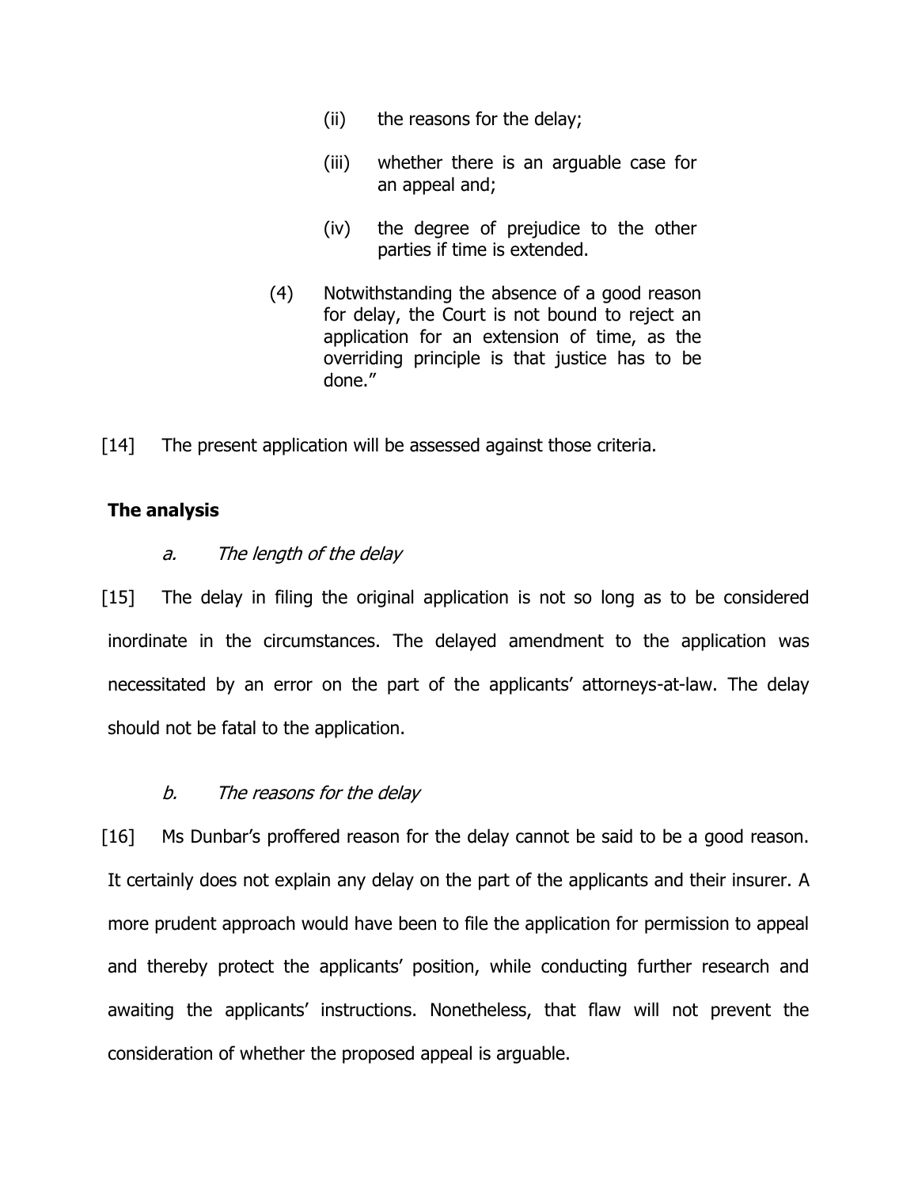(ii) the reasons for the delay;

(iii) whether there is an arguable case for an appeal and;

(iv) the degree of prejudice to the other parties if time is extended.

(4) Notwithstanding the absence of a good reason for delay, the Court is not bound to reject an application for an extension of time, as the overriding principle is that justice has to be done."

[14] The present application will be assessed against those criteria.

**The analysis**

*a. The length of the delay*

[15] The delay in filing the original application is not so long as to be considered inordinate in the circumstances. The delayed amendment to the application was necessitated by an error on the part of the applicants' attorneys-at-law. The delay should not be fatal to the application.

*b. The reasons for the delay*

[16] Ms Dunbar's proffered reason for the delay cannot be said to be a good reason. It certainly does not explain any delay on the part of the applicants and their insurer. A more prudent approach would have been to file the application for permission to appeal and thereby protect the applicants' position, while conducting further research and awaiting the applicants' instructions. Nonetheless, that flaw will not prevent the consideration of whether the proposed appeal is arguable.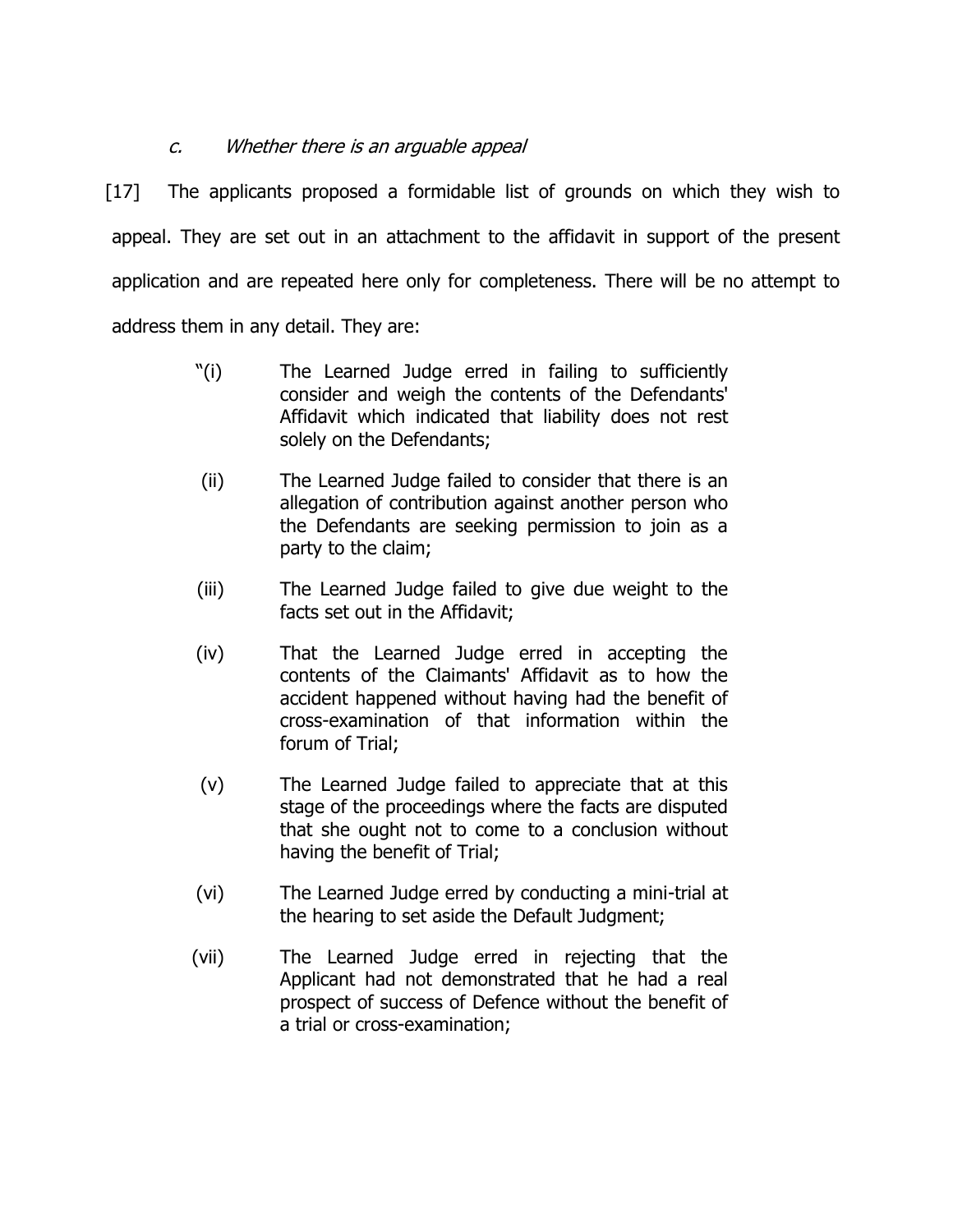### *c. Whether there is an arguable appeal*

[17] The applicants proposed a formidable list of grounds on which they wish to appeal. They are set out in an attachment to the affidavit in support of the present application and are repeated here only for completeness. There will be no attempt to address them in any detail. They are:

> "(i) The Learned Judge erred in failing to sufficiently consider and weigh the contents of the Defendants' Affidavit which indicated that liability does not rest solely on the Defendants;
>
> (ii) The Learned Judge failed to consider that there is an allegation of contribution against another person who the Defendants are seeking permission to join as a party to the claim;
>
> (iii) The Learned Judge failed to give due weight to the facts set out in the Affidavit;
>
> (iv) That the Learned Judge erred in accepting the contents of the Claimants' Affidavit as to how the accident happened without having had the benefit of cross-examination of that information within the forum of Trial;
>
> (v) The Learned Judge failed to appreciate that at this stage of the proceedings where the facts are disputed that she ought not to come to a conclusion without having the benefit of Trial;
>
> (vi) The Learned Judge erred by conducting a mini-trial at the hearing to set aside the Default Judgment;
>
> (vii) The Learned Judge erred in rejecting that the Applicant had not demonstrated that he had a real prospect of success of Defence without the benefit of a trial or cross-examination;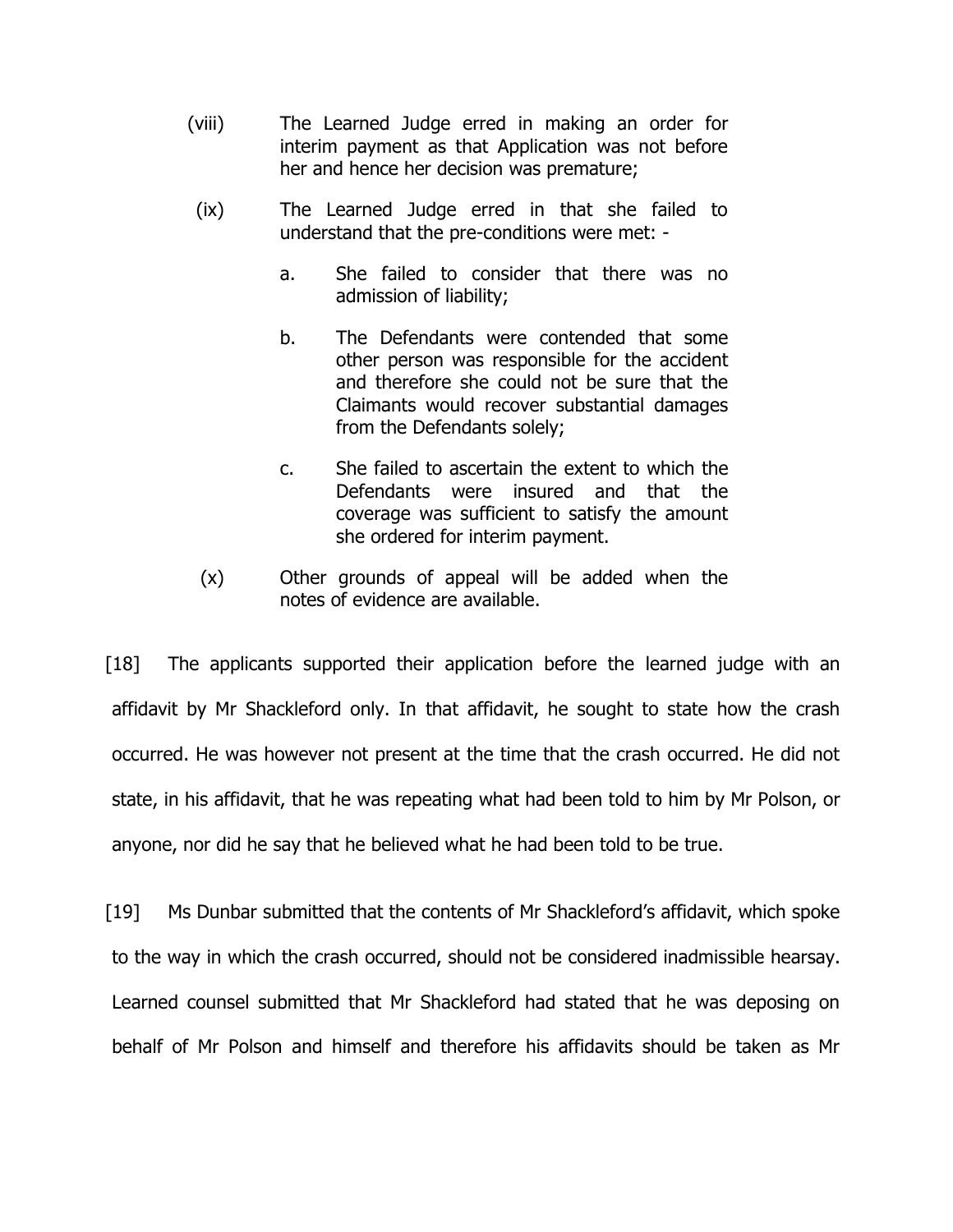(viii) The Learned Judge erred in making an order for interim payment as that Application was not before her and hence her decision was premature;

(ix) The Learned Judge erred in that she failed to understand that the pre-conditions were met: -

a. She failed to consider that there was no admission of liability;

b. The Defendants were contended that some other person was responsible for the accident and therefore she could not be sure that the Claimants would recover substantial damages from the Defendants solely;

c. She failed to ascertain the extent to which the Defendants were insured and that the coverage was sufficient to satisfy the amount she ordered for interim payment.

(x) Other grounds of appeal will be added when the notes of evidence are available.

[18] The applicants supported their application before the learned judge with an affidavit by Mr Shackleford only. In that affidavit, he sought to state how the crash occurred. He was however not present at the time that the crash occurred. He did not state, in his affidavit, that he was repeating what had been told to him by Mr Polson, or anyone, nor did he say that he believed what he had been told to be true.

[19] Ms Dunbar submitted that the contents of Mr Shackleford's affidavit, which spoke to the way in which the crash occurred, should not be considered inadmissible hearsay. Learned counsel submitted that Mr Shackleford had stated that he was deposing on behalf of Mr Polson and himself and therefore his affidavits should be taken as Mr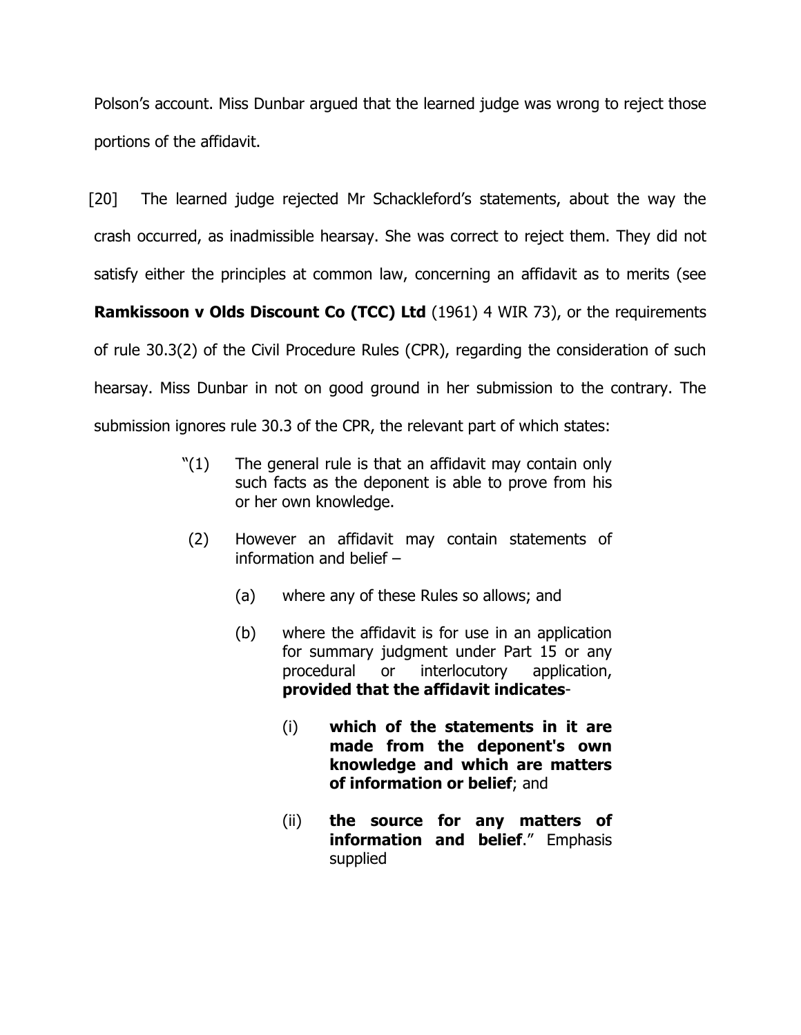Polson's account. Miss Dunbar argued that the learned judge was wrong to reject those portions of the affidavit.

[20] The learned judge rejected Mr Schackleford's statements, about the way the crash occurred, as inadmissible hearsay. She was correct to reject them. They did not satisfy either the principles at common law, concerning an affidavit as to merits (see **Ramkissoon v Olds Discount Co (TCC) Ltd** (1961) 4 WIR 73), or the requirements of rule 30.3(2) of the Civil Procedure Rules (CPR), regarding the consideration of such hearsay. Miss Dunbar in not on good ground in her submission to the contrary. The submission ignores rule 30.3 of the CPR, the relevant part of which states:

> "(1) The general rule is that an affidavit may contain only such facts as the deponent is able to prove from his or her own knowledge.
>
> (2) However an affidavit may contain statements of information and belief –
>
> (a) where any of these Rules so allows; and
>
> (b) where the affidavit is for use in an application for summary judgment under Part 15 or any procedural or interlocutory application, **provided that the affidavit indicates**-
>
> (i) **which of the statements in it are made from the deponent's own knowledge and which are matters of information or belief**; and
>
> (ii) **the source for any matters of information and belief**." Emphasis supplied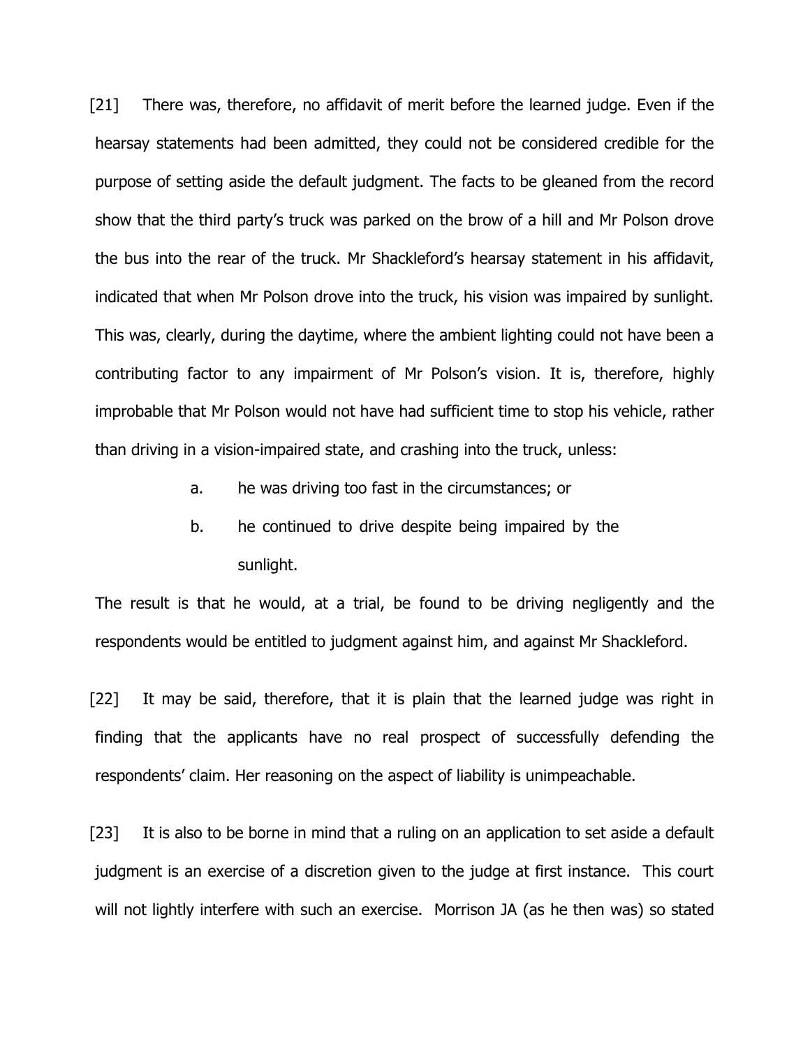[21] There was, therefore, no affidavit of merit before the learned judge. Even if the hearsay statements had been admitted, they could not be considered credible for the purpose of setting aside the default judgment. The facts to be gleaned from the record show that the third party's truck was parked on the brow of a hill and Mr Polson drove the bus into the rear of the truck. Mr Shackleford's hearsay statement in his affidavit, indicated that when Mr Polson drove into the truck, his vision was impaired by sunlight. This was, clearly, during the daytime, where the ambient lighting could not have been a contributing factor to any impairment of Mr Polson's vision. It is, therefore, highly improbable that Mr Polson would not have had sufficient time to stop his vehicle, rather than driving in a vision-impaired state, and crashing into the truck, unless:

> a. he was driving too fast in the circumstances; or
>
> b. he continued to drive despite being impaired by the sunlight.

The result is that he would, at a trial, be found to be driving negligently and the respondents would be entitled to judgment against him, and against Mr Shackleford.

[22] It may be said, therefore, that it is plain that the learned judge was right in finding that the applicants have no real prospect of successfully defending the respondents' claim. Her reasoning on the aspect of liability is unimpeachable.

[23] It is also to be borne in mind that a ruling on an application to set aside a default judgment is an exercise of a discretion given to the judge at first instance. This court will not lightly interfere with such an exercise. Morrison JA (as he then was) so stated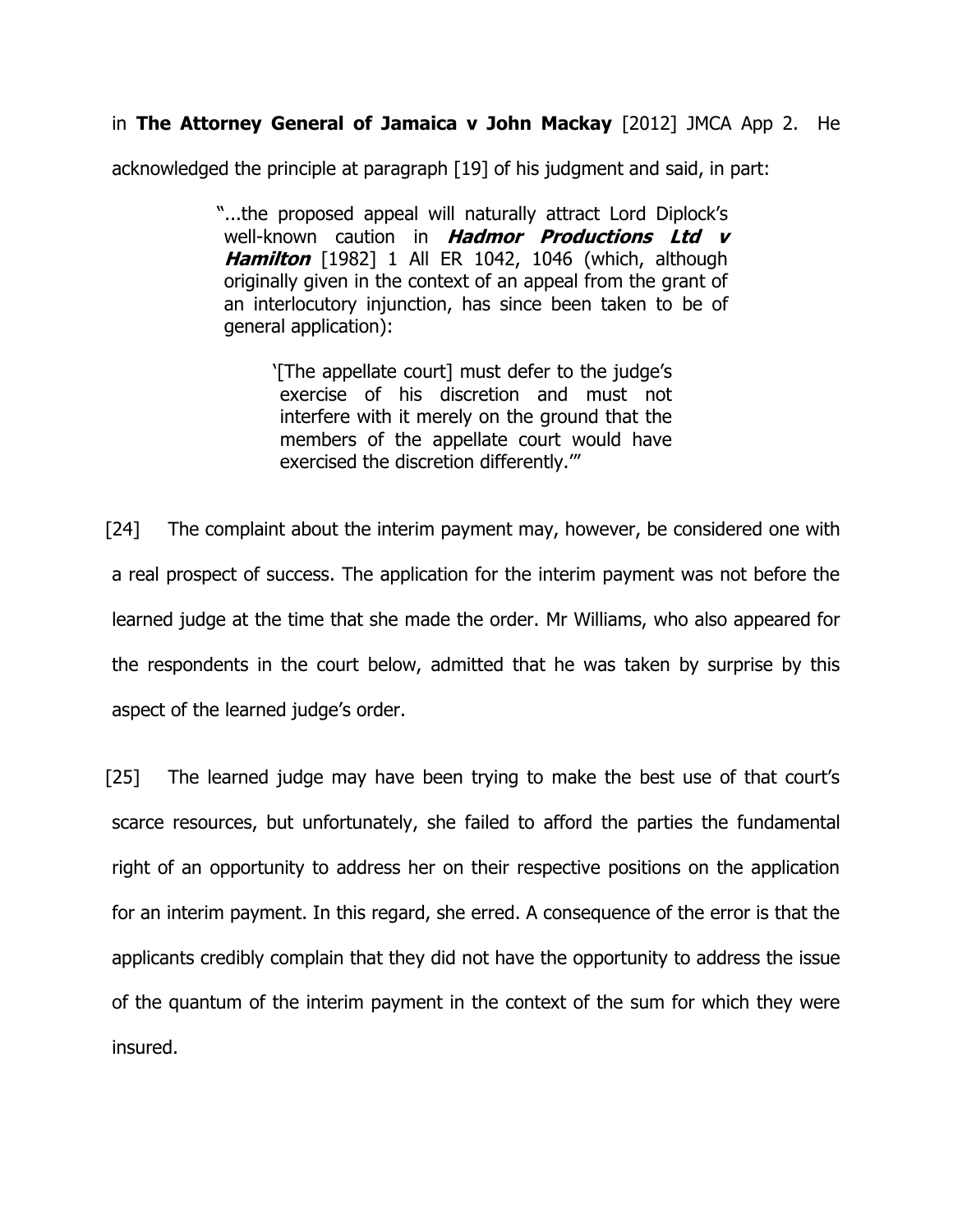in **The Attorney General of Jamaica v John Mackay** [2012] JMCA App 2. He acknowledged the principle at paragraph [19] of his judgment and said, in part:

> "...the proposed appeal will naturally attract Lord Diplock's well-known caution in ***Hadmor Productions Ltd v Hamilton*** [1982] 1 All ER 1042, 1046 (which, although originally given in the context of an appeal from the grant of an interlocutory injunction, has since been taken to be of general application):
>
> > '[The appellate court] must defer to the judge's exercise of his discretion and must not interfere with it merely on the ground that the members of the appellate court would have exercised the discretion differently.'"

[24] The complaint about the interim payment may, however, be considered one with a real prospect of success. The application for the interim payment was not before the learned judge at the time that she made the order. Mr Williams, who also appeared for the respondents in the court below, admitted that he was taken by surprise by this aspect of the learned judge's order.

[25] The learned judge may have been trying to make the best use of that court's scarce resources, but unfortunately, she failed to afford the parties the fundamental right of an opportunity to address her on their respective positions on the application for an interim payment. In this regard, she erred. A consequence of the error is that the applicants credibly complain that they did not have the opportunity to address the issue of the quantum of the interim payment in the context of the sum for which they were insured.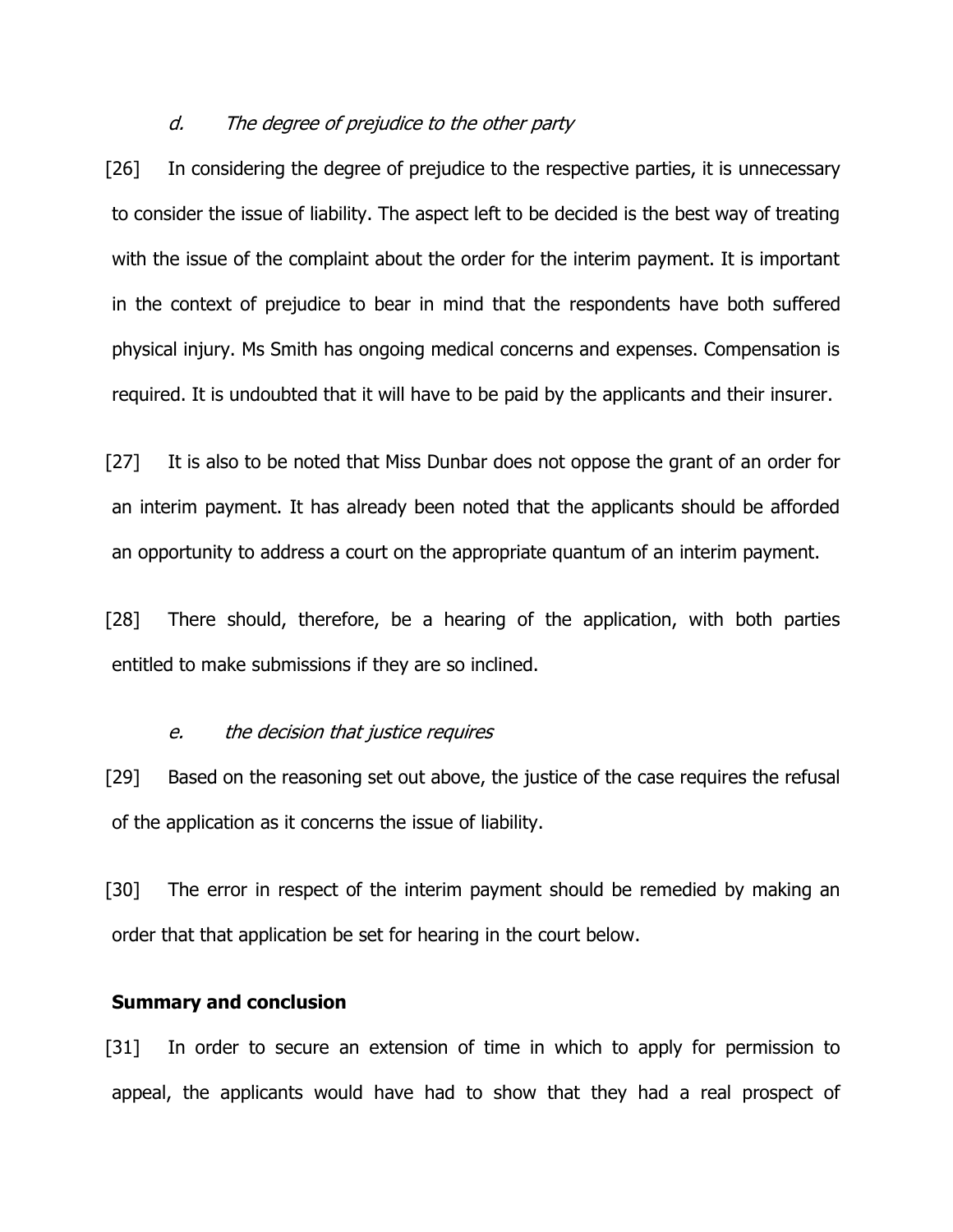### *d. The degree of prejudice to the other party*

[26] In considering the degree of prejudice to the respective parties, it is unnecessary to consider the issue of liability. The aspect left to be decided is the best way of treating with the issue of the complaint about the order for the interim payment. It is important in the context of prejudice to bear in mind that the respondents have both suffered physical injury. Ms Smith has ongoing medical concerns and expenses. Compensation is required. It is undoubted that it will have to be paid by the applicants and their insurer.

[27] It is also to be noted that Miss Dunbar does not oppose the grant of an order for an interim payment. It has already been noted that the applicants should be afforded an opportunity to address a court on the appropriate quantum of an interim payment.

[28] There should, therefore, be a hearing of the application, with both parties entitled to make submissions if they are so inclined.

### *e. the decision that justice requires*

[29] Based on the reasoning set out above, the justice of the case requires the refusal of the application as it concerns the issue of liability.

[30] The error in respect of the interim payment should be remedied by making an order that that application be set for hearing in the court below.

## **Summary and conclusion**

[31] In order to secure an extension of time in which to apply for permission to appeal, the applicants would have had to show that they had a real prospect of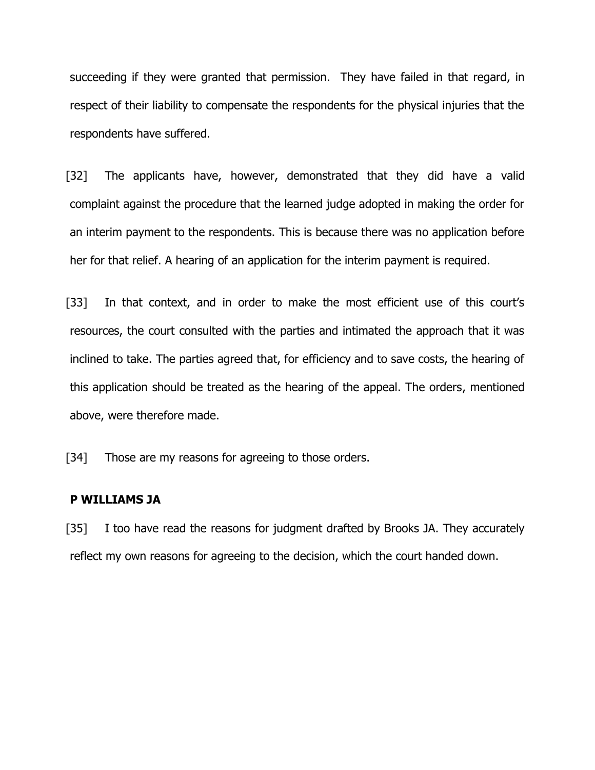succeeding if they were granted that permission. They have failed in that regard, in respect of their liability to compensate the respondents for the physical injuries that the respondents have suffered.

[32] The applicants have, however, demonstrated that they did have a valid complaint against the procedure that the learned judge adopted in making the order for an interim payment to the respondents. This is because there was no application before her for that relief. A hearing of an application for the interim payment is required.

[33] In that context, and in order to make the most efficient use of this court's resources, the court consulted with the parties and intimated the approach that it was inclined to take. The parties agreed that, for efficiency and to save costs, the hearing of this application should be treated as the hearing of the appeal. The orders, mentioned above, were therefore made.

[34] Those are my reasons for agreeing to those orders.

**P WILLIAMS JA**

[35] I too have read the reasons for judgment drafted by Brooks JA. They accurately reflect my own reasons for agreeing to the decision, which the court handed down.